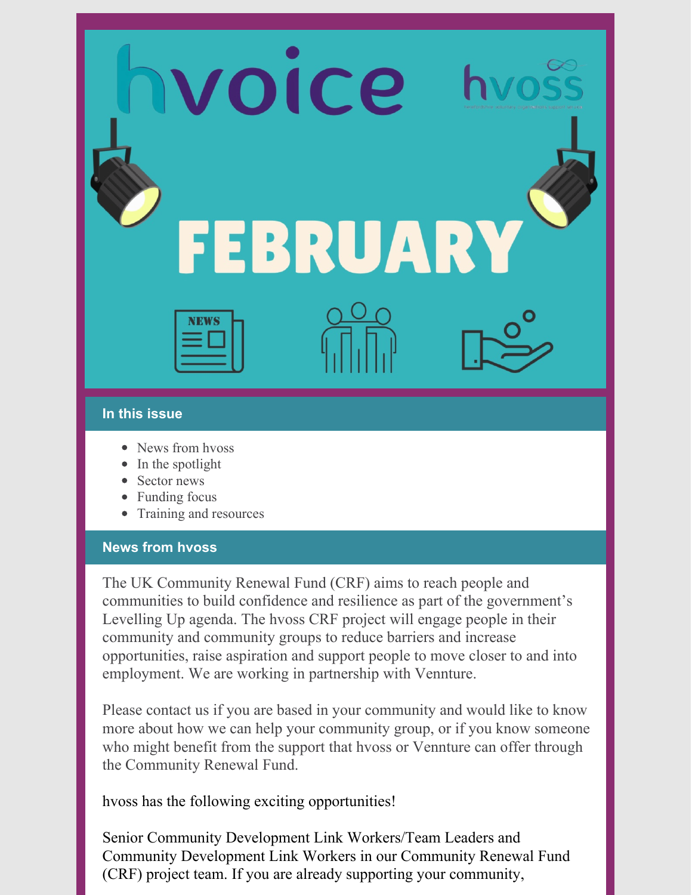# hvoice

hvoss

# FEBRUARY

NEWS

## In this issue

- News from hvoss
- In the spotlight
- Sector news
- Funding focus
- Training and resources

## News from hvoss

The UK Community Renewal Fund (CRF) aims to reach people and communities to build confidence and resilience as part of the government's Levelling Up agenda. The hvoss CRF project will engage people in their community and community groups to reduce barriers and increase opportunities, raise aspiration and support people to move closer to and into employment. We are working in partnership with Vennture.

Please contact us if you are based in your community and would like to know more about how we can help your community group, or if you know someone who might benefit from the support that hvoss or Vennture can offer through the Community Renewal Fund.

hvoss has the following exciting opportunities!

Senior Community Development Link Workers/Team Leaders and Community Development Link Workers in our Community Renewal Fund (CRF) project team. If you are already supporting your community,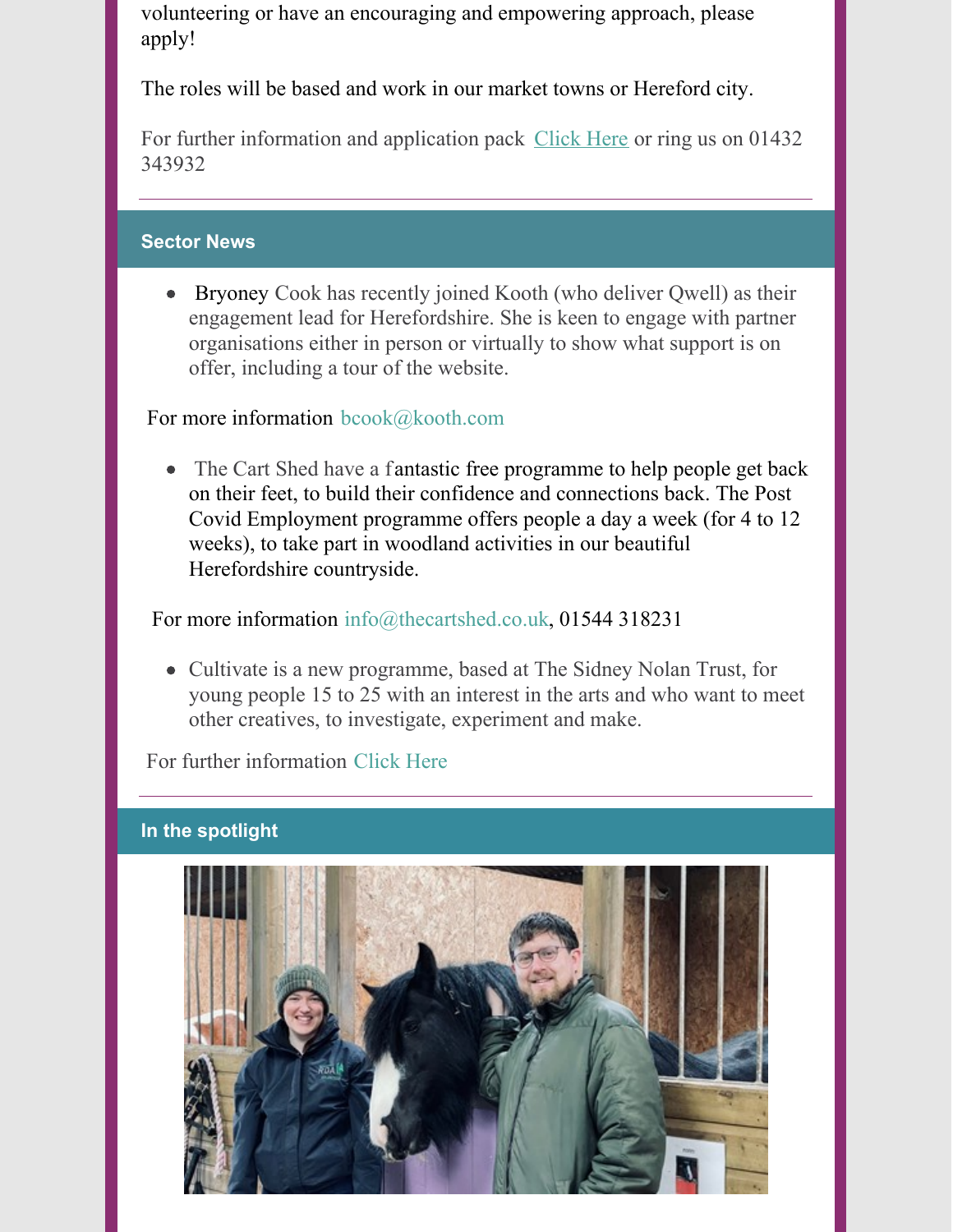volunteering or have an encouraging and empowering approach, please apply!

The roles will be based and work in our market towns or Hereford city.

For further information and application pack [Click Here] or ring us on 01432 343932

## Sector News

- Bryoney Cook has recently joined Kooth (who deliver Qwell) as their engagement lead for Herefordshire. She is keen to engage with partner organisations either in person or virtually to show what support is on offer, including a tour of the website.

For more information bcook@kooth.com

- The Cart Shed have a fantastic free programme to help people get back on their feet, to build their confidence and connections back. The Post Covid Employment programme offers people a day a week (for 4 to 12 weeks), to take part in woodland activities in our beautiful Herefordshire countryside.

For more information info@thecartshed.co.uk, 01544 318231

- Cultivate is a new programme, based at The Sidney Nolan Trust, for young people 15 to 25 with an interest in the arts and who want to meet other creatives, to investigate, experiment and make.

For further information Click Here

## In the spotlight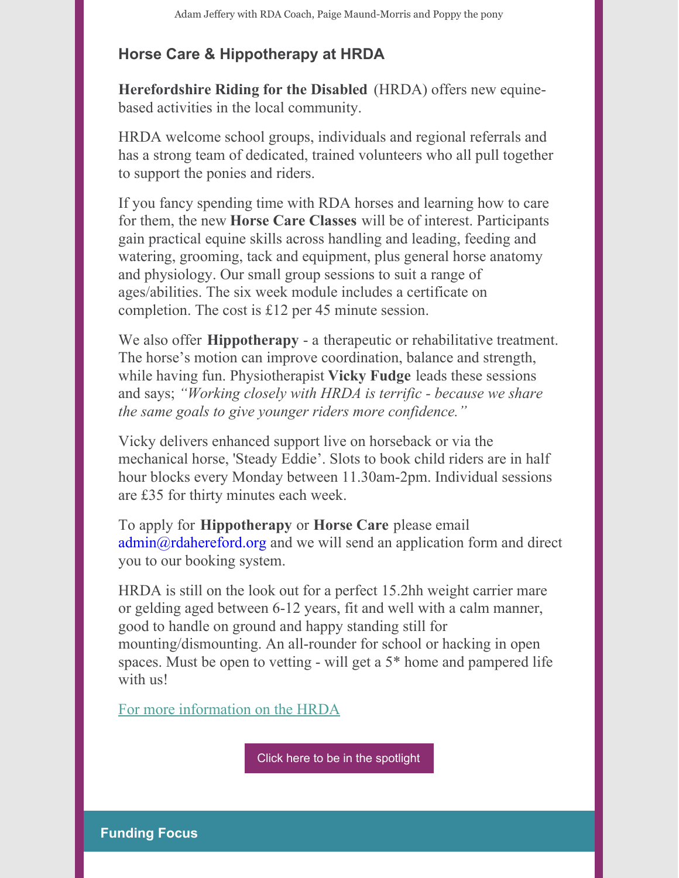Adam Jeffery with RDA Coach, Paige Maund-Morris and Poppy the pony

### Horse Care & Hippotherapy at HRDA

**Herefordshire Riding for the Disabled** (HRDA) offers new equine-based activities in the local community.

HRDA welcome school groups, individuals and regional referrals and has a strong team of dedicated, trained volunteers who all pull together to support the ponies and riders.

If you fancy spending time with RDA horses and learning how to care for them, the new **Horse Care Classes** will be of interest. Participants gain practical equine skills across handling and leading, feeding and watering, grooming, tack and equipment, plus general horse anatomy and physiology. Our small group sessions to suit a range of ages/abilities. The six week module includes a certificate on completion. The cost is £12 per 45 minute session.

We also offer **Hippotherapy** - a therapeutic or rehabilitative treatment. The horse's motion can improve coordination, balance and strength, while having fun. Physiotherapist **Vicky Fudge** leads these sessions and says; *"Working closely with HRDA is terrific - because we share the same goals to give younger riders more confidence."*

Vicky delivers enhanced support live on horseback or via the mechanical horse, 'Steady Eddie'. Slots to book child riders are in half hour blocks every Monday between 11.30am-2pm. Individual sessions are £35 for thirty minutes each week.

To apply for **Hippotherapy** or **Horse Care** please email admin@rdahereford.org and we will send an application form and direct you to our booking system.

HRDA is still on the look out for a perfect 15.2hh weight carrier mare or gelding aged between 6-12 years, fit and well with a calm manner, good to handle on ground and happy standing still for mounting/dismounting. An all-rounder for school or hacking in open spaces. Must be open to vetting - will get a 5* home and pampered life with us!

For more information on the HRDA

Click here to be in the spotlight

### Funding Focus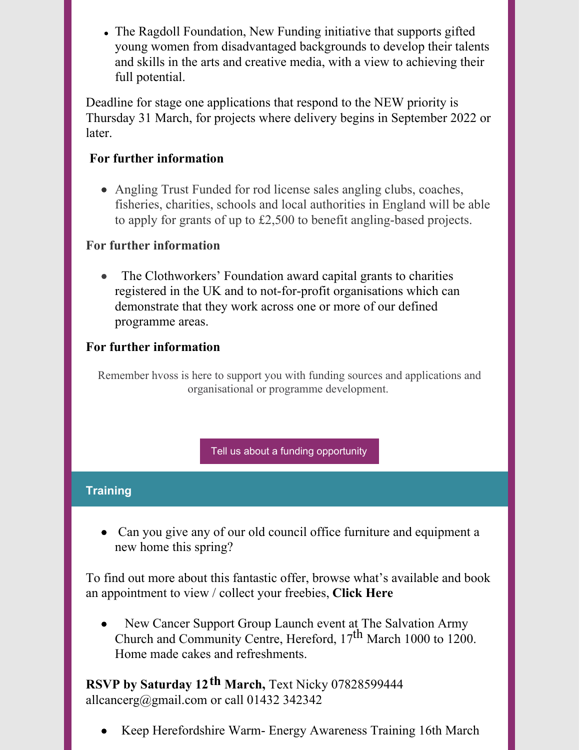- The Ragdoll Foundation, New Funding initiative that supports gifted young women from disadvantaged backgrounds to develop their talents and skills in the arts and creative media, with a view to achieving their full potential.

Deadline for stage one applications that respond to the NEW priority is Thursday 31 March, for projects where delivery begins in September 2022 or later.

**For further information**

- Angling Trust Funded for rod license sales angling clubs, coaches, fisheries, charities, schools and local authorities in England will be able to apply for grants of up to £2,500 to benefit angling-based projects.

**For further information**

- The Clothworkers' Foundation award capital grants to charities registered in the UK and to not-for-profit organisations which can demonstrate that they work across one or more of our defined programme areas.

**For further information**

Remember hvoss is here to support you with funding sources and applications and organisational or programme development.

Tell us about a funding opportunity

## Training

- Can you give any of our old council office furniture and equipment a new home this spring?

To find out more about this fantastic offer, browse what's available and book an appointment to view / collect your freebies, **Click Here**

- New Cancer Support Group Launch event at The Salvation Army Church and Community Centre, Hereford, 17th March 1000 to 1200. Home made cakes and refreshments.

**RSVP by Saturday 12th March,** Text Nicky 07828599444 allcancerg@gmail.com or call 01432 342342

- Keep Herefordshire Warm- Energy Awareness Training 16th March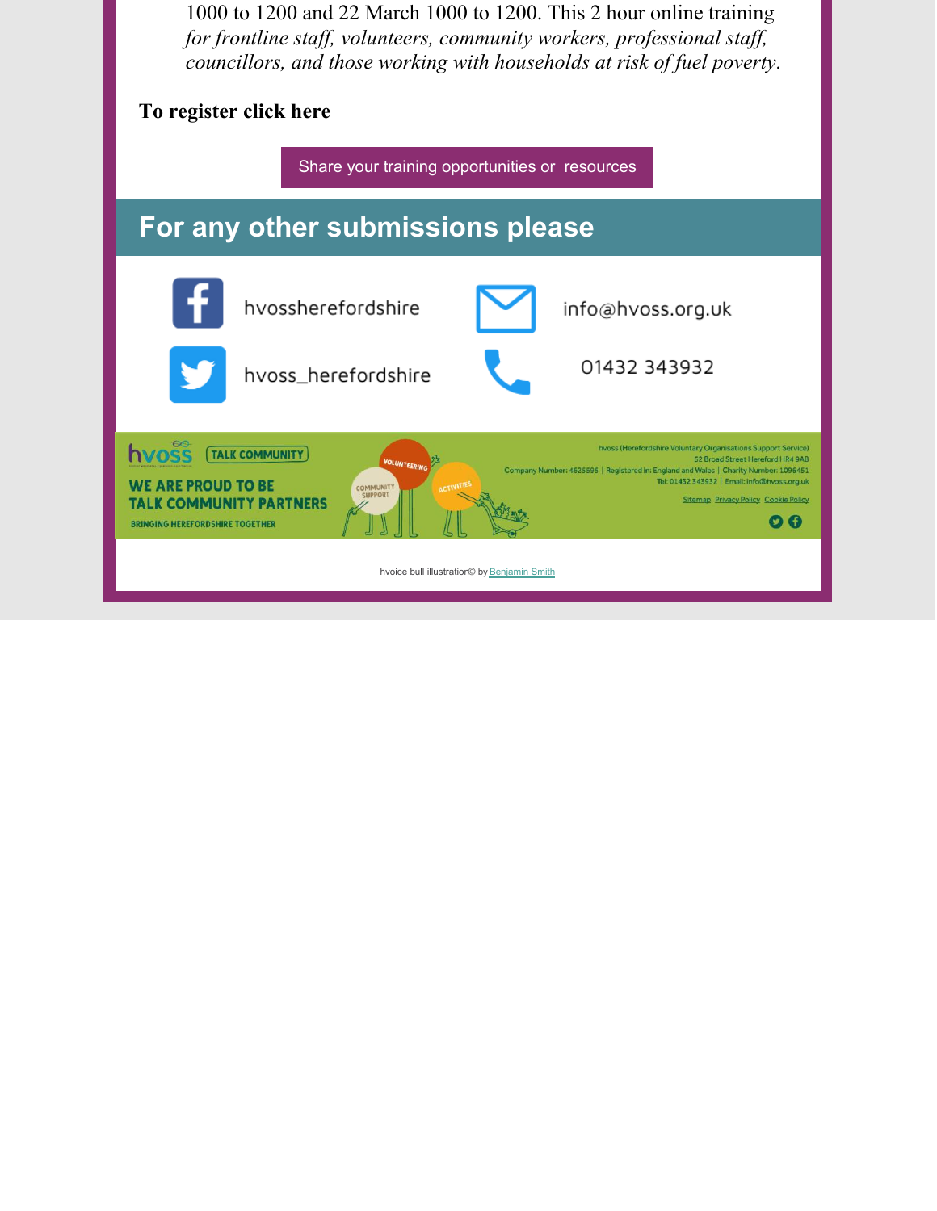1000 to 1200 and 22 March 1000 to 1200. This 2 hour online training *for frontline staff, volunteers, community workers, professional staff, councillors, and those working with households at risk of fuel poverty.*

**To register click here**

Share your training opportunities or resources

## For any other submissions please

hvossherefordshire

info@hvoss.org.uk

hvoss_herefordshire

01432 343932

hvoss TALK COMMUNITY

WE ARE PROUD TO BE TALK COMMUNITY PARTNERS

BRINGING HEREFORDSHIRE TOGETHER

VOLUNTEERING COMMUNITY SUPPORT ACTIVITIES

hvoss (Herefordshire Voluntary Organisations Support Service)
52 Broad Street Hereford HR4 9AB
Company Number: 4625595 | Registered in: England and Wales | Charity Number: 1096451
Tel: 01432 343932 | Email: info@hvoss.org.uk

Sitemap Privacy Policy Cookie Policy

hvoice bull illustration© by Benjamin Smith